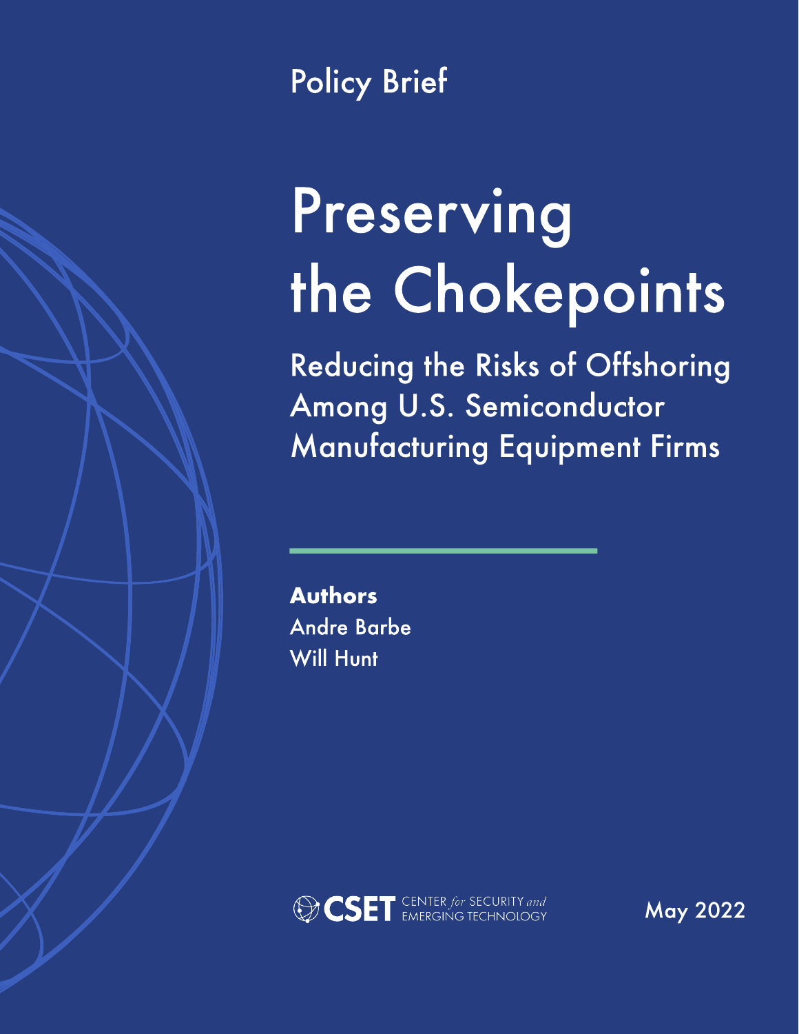Policy Brief

# Preserving the Chokepoints

## Reducing the Risks of Offshoring Among U.S. Semiconductor Manufacturing Equipment Firms

**Authors**
Andre Barbe
Will Hunt

CSET CENTER *for* SECURITY *and* EMERGING TECHNOLOGY

May 2022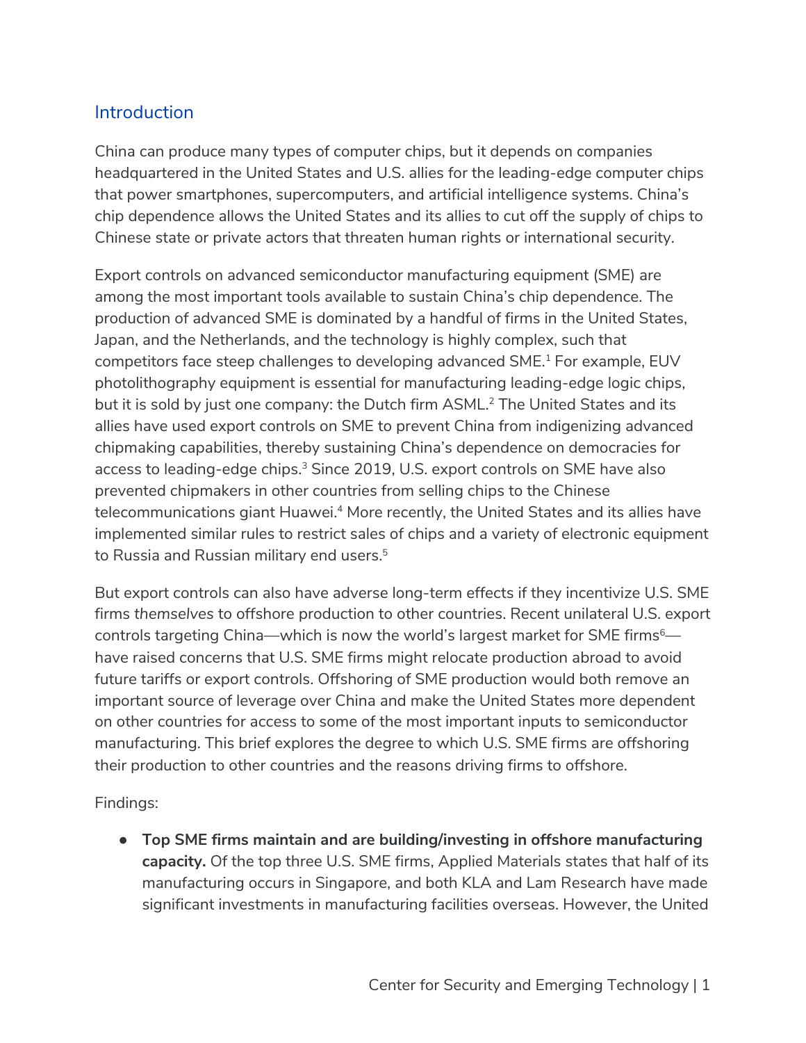## Introduction

China can produce many types of computer chips, but it depends on companies headquartered in the United States and U.S. allies for the leading-edge computer chips that power smartphones, supercomputers, and artificial intelligence systems. China's chip dependence allows the United States and its allies to cut off the supply of chips to Chinese state or private actors that threaten human rights or international security.

Export controls on advanced semiconductor manufacturing equipment (SME) are among the most important tools available to sustain China's chip dependence. The production of advanced SME is dominated by a handful of firms in the United States, Japan, and the Netherlands, and the technology is highly complex, such that competitors face steep challenges to developing advanced SME.[1] For example, EUV photolithography equipment is essential for manufacturing leading-edge logic chips, but it is sold by just one company: the Dutch firm ASML.[2] The United States and its allies have used export controls on SME to prevent China from indigenizing advanced chipmaking capabilities, thereby sustaining China's dependence on democracies for access to leading-edge chips.[3] Since 2019, U.S. export controls on SME have also prevented chipmakers in other countries from selling chips to the Chinese telecommunications giant Huawei.[4] More recently, the United States and its allies have implemented similar rules to restrict sales of chips and a variety of electronic equipment to Russia and Russian military end users.[5]

But export controls can also have adverse long-term effects if they incentivize U.S. SME firms *themselves* to offshore production to other countries. Recent unilateral U.S. export controls targeting China—which is now the world's largest market for SME firms[6]—have raised concerns that U.S. SME firms might relocate production abroad to avoid future tariffs or export controls. Offshoring of SME production would both remove an important source of leverage over China and make the United States more dependent on other countries for access to some of the most important inputs to semiconductor manufacturing. This brief explores the degree to which U.S. SME firms are offshoring their production to other countries and the reasons driving firms to offshore.

Findings:

- **Top SME firms maintain and are building/investing in offshore manufacturing capacity.** Of the top three U.S. SME firms, Applied Materials states that half of its manufacturing occurs in Singapore, and both KLA and Lam Research have made significant investments in manufacturing facilities overseas. However, the United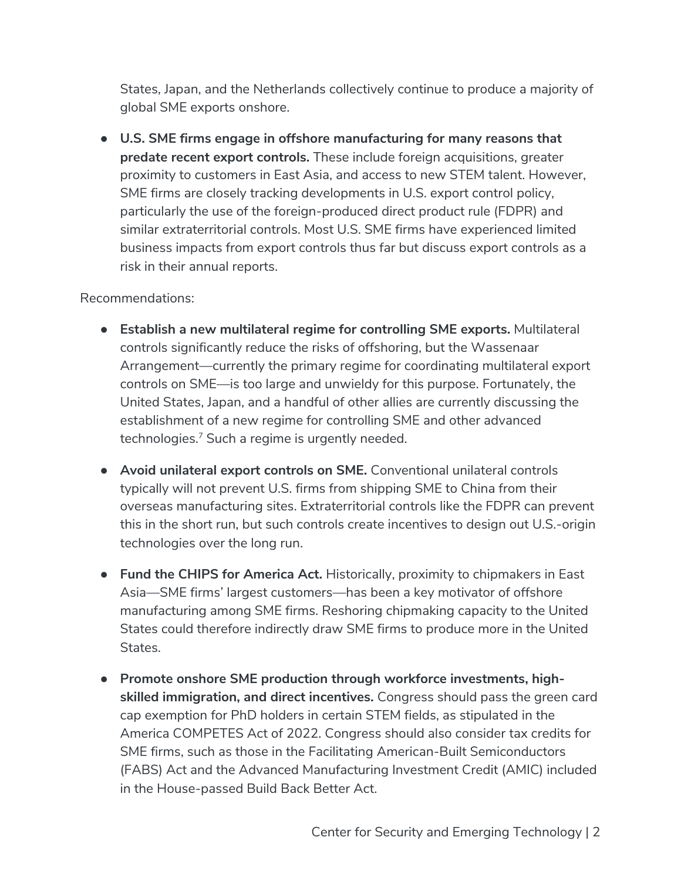States, Japan, and the Netherlands collectively continue to produce a majority of global SME exports onshore.

- **U.S. SME firms engage in offshore manufacturing for many reasons that predate recent export controls.** These include foreign acquisitions, greater proximity to customers in East Asia, and access to new STEM talent. However, SME firms are closely tracking developments in U.S. export control policy, particularly the use of the foreign-produced direct product rule (FDPR) and similar extraterritorial controls. Most U.S. SME firms have experienced limited business impacts from export controls thus far but discuss export controls as a risk in their annual reports.

Recommendations:

- **Establish a new multilateral regime for controlling SME exports.** Multilateral controls significantly reduce the risks of offshoring, but the Wassenaar Arrangement—currently the primary regime for coordinating multilateral export controls on SME—is too large and unwieldy for this purpose. Fortunately, the United States, Japan, and a handful of other allies are currently discussing the establishment of a new regime for controlling SME and other advanced technologies.[7] Such a regime is urgently needed.

- **Avoid unilateral export controls on SME.** Conventional unilateral controls typically will not prevent U.S. firms from shipping SME to China from their overseas manufacturing sites. Extraterritorial controls like the FDPR can prevent this in the short run, but such controls create incentives to design out U.S.-origin technologies over the long run.

- **Fund the CHIPS for America Act.** Historically, proximity to chipmakers in East Asia—SME firms' largest customers—has been a key motivator of offshore manufacturing among SME firms. Reshoring chipmaking capacity to the United States could therefore indirectly draw SME firms to produce more in the United States.

- **Promote onshore SME production through workforce investments, high-skilled immigration, and direct incentives.** Congress should pass the green card cap exemption for PhD holders in certain STEM fields, as stipulated in the America COMPETES Act of 2022. Congress should also consider tax credits for SME firms, such as those in the Facilitating American-Built Semiconductors (FABS) Act and the Advanced Manufacturing Investment Credit (AMIC) included in the House-passed Build Back Better Act.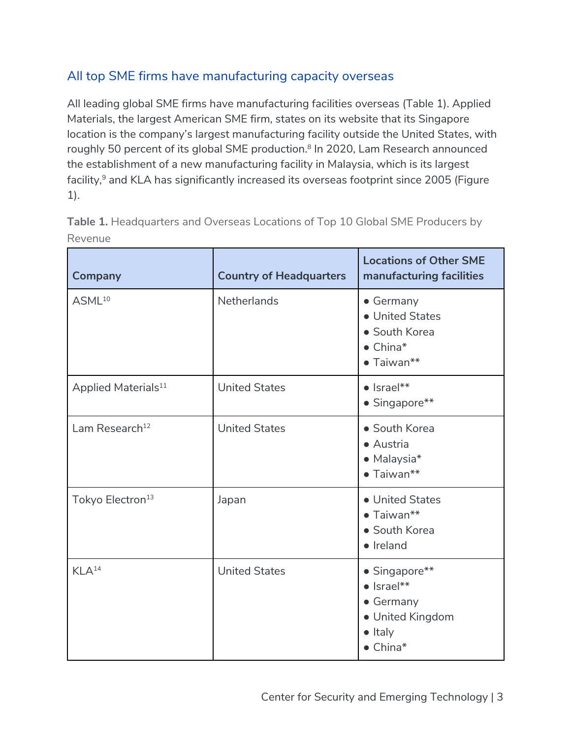## All top SME firms have manufacturing capacity overseas

All leading global SME firms have manufacturing facilities overseas (Table 1). Applied Materials, the largest American SME firm, states on its website that its Singapore location is the company's largest manufacturing facility outside the United States, with roughly 50 percent of its global SME production.[8] In 2020, Lam Research announced the establishment of a new manufacturing facility in Malaysia, which is its largest facility,[9] and KLA has significantly increased its overseas footprint since 2005 (Figure 1).

**Table 1.** Headquarters and Overseas Locations of Top 10 Global SME Producers by Revenue

| Company | Country of Headquarters | Locations of Other SME manufacturing facilities |
|---|---|---|
| ASML[10] | Netherlands | • Germany<br>• United States<br>• South Korea<br>• China*<br>• Taiwan** |
| Applied Materials[11] | United States | • Israel**<br>• Singapore** |
| Lam Research[12] | United States | • South Korea<br>• Austria<br>• Malaysia*<br>• Taiwan** |
| Tokyo Electron[13] | Japan | • United States<br>• Taiwan**<br>• South Korea<br>• Ireland |
| KLA[14] | United States | • Singapore**<br>• Israel**<br>• Germany<br>• United Kingdom<br>• Italy<br>• China* |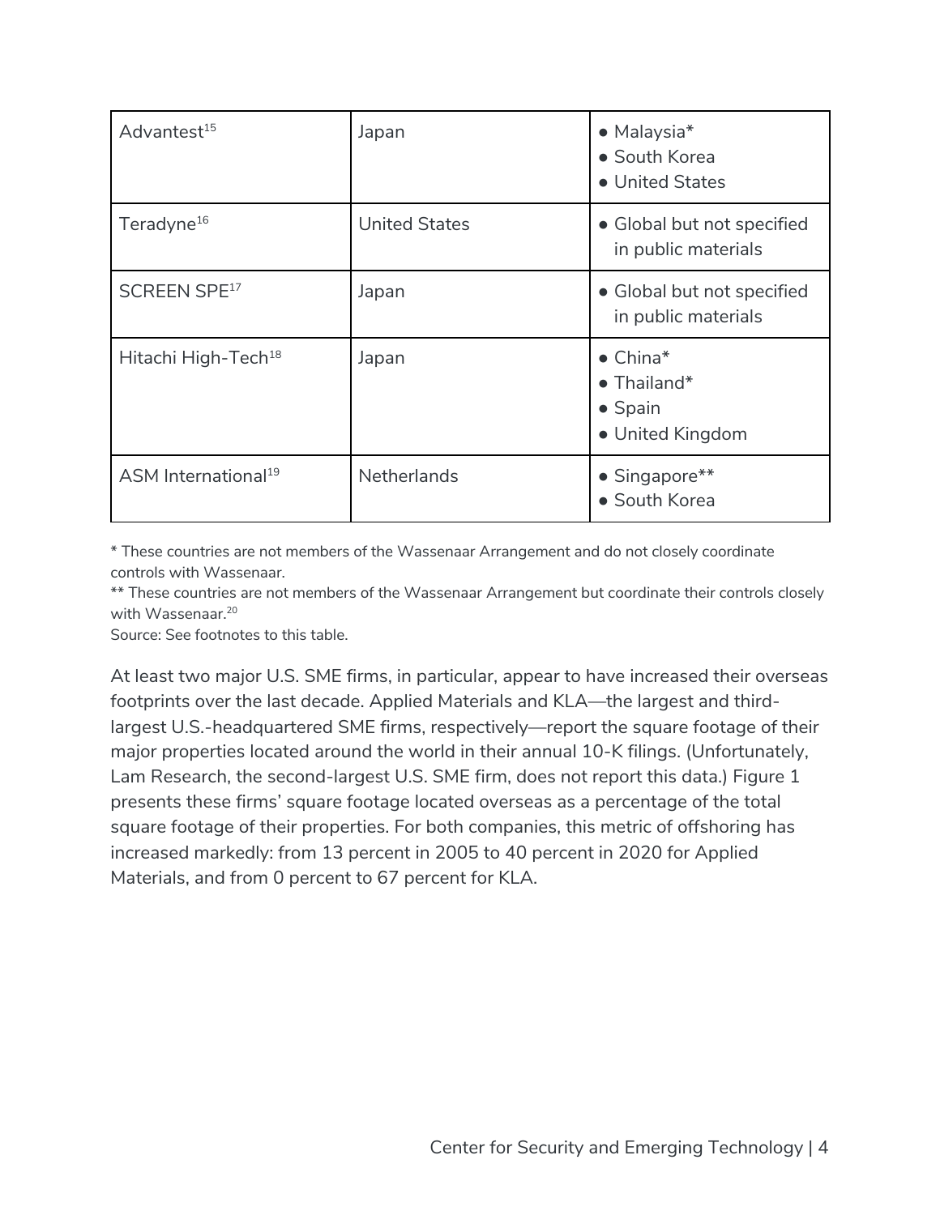| Advantest[15] | Japan | • Malaysia*<br>• South Korea<br>• United States |
|---|---|---|
| Teradyne[16] | United States | • Global but not specified in public materials |
| SCREEN SPE[17] | Japan | • Global but not specified in public materials |
| Hitachi High-Tech[18] | Japan | • China*<br>• Thailand*<br>• Spain<br>• United Kingdom |
| ASM International[19] | Netherlands | • Singapore**<br>• South Korea |

* These countries are not members of the Wassenaar Arrangement and do not closely coordinate controls with Wassenaar.
** These countries are not members of the Wassenaar Arrangement but coordinate their controls closely with Wassenaar.[20]
Source: See footnotes to this table.

At least two major U.S. SME firms, in particular, appear to have increased their overseas footprints over the last decade. Applied Materials and KLA—the largest and third-largest U.S.-headquartered SME firms, respectively—report the square footage of their major properties located around the world in their annual 10-K filings. (Unfortunately, Lam Research, the second-largest U.S. SME firm, does not report this data.) Figure 1 presents these firms' square footage located overseas as a percentage of the total square footage of their properties. For both companies, this metric of offshoring has increased markedly: from 13 percent in 2005 to 40 percent in 2020 for Applied Materials, and from 0 percent to 67 percent for KLA.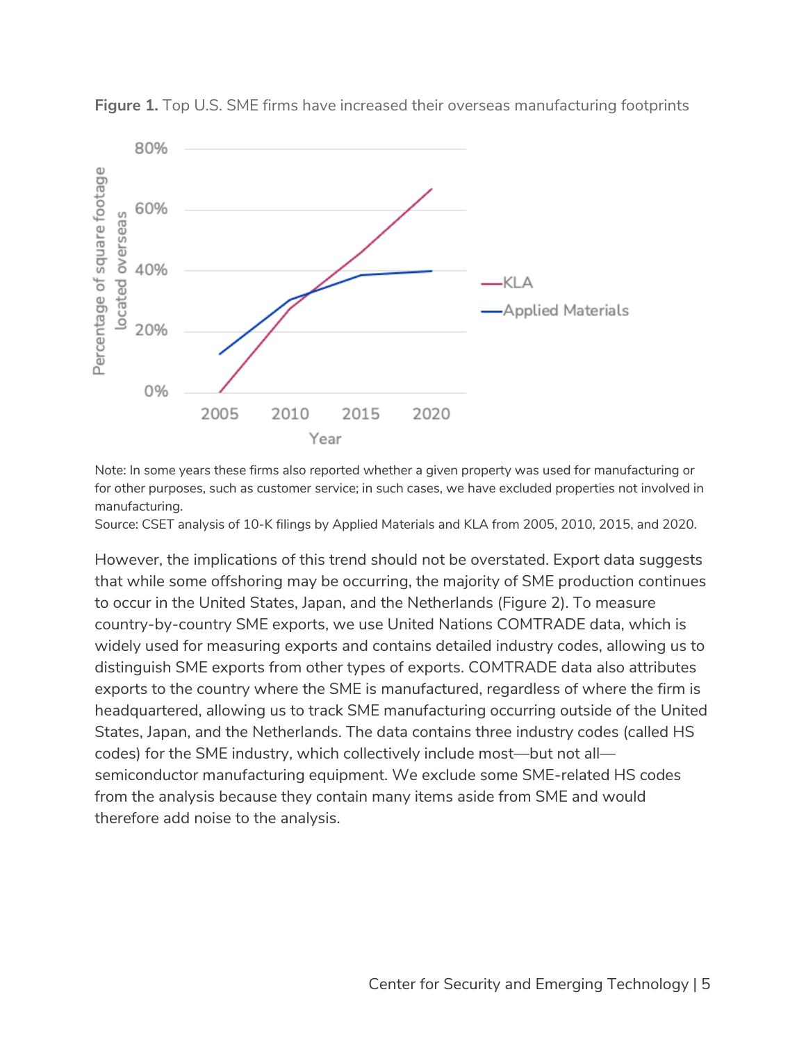**Figure 1.** Top U.S. SME firms have increased their overseas manufacturing footprints

Note: In some years these firms also reported whether a given property was used for manufacturing or for other purposes, such as customer service; in such cases, we have excluded properties not involved in manufacturing.
Source: CSET analysis of 10-K filings by Applied Materials and KLA from 2005, 2010, 2015, and 2020.

However, the implications of this trend should not be overstated. Export data suggests that while some offshoring may be occurring, the majority of SME production continues to occur in the United States, Japan, and the Netherlands (Figure 2). To measure country-by-country SME exports, we use United Nations COMTRADE data, which is widely used for measuring exports and contains detailed industry codes, allowing us to distinguish SME exports from other types of exports. COMTRADE data also attributes exports to the country where the SME is manufactured, regardless of where the firm is headquartered, allowing us to track SME manufacturing occurring outside of the United States, Japan, and the Netherlands. The data contains three industry codes (called HS codes) for the SME industry, which collectively include most—but not all—semiconductor manufacturing equipment. We exclude some SME-related HS codes from the analysis because they contain many items aside from SME and would therefore add noise to the analysis.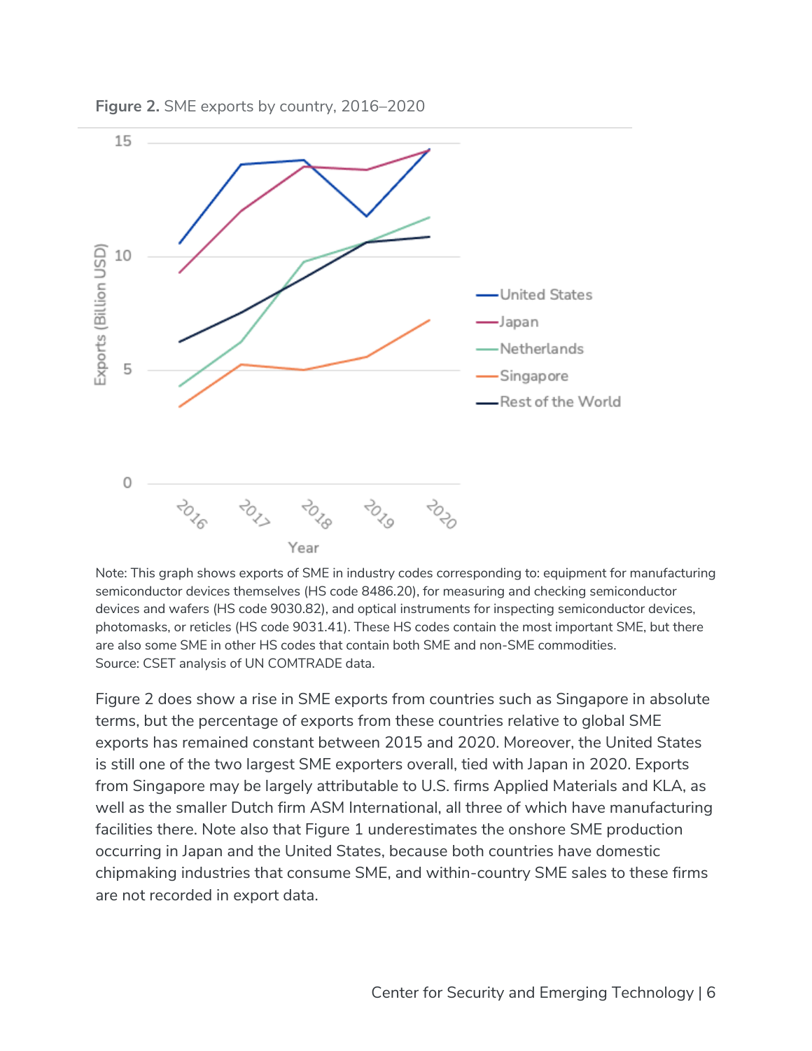**Figure 2.** SME exports by country, 2016–2020

Note: This graph shows exports of SME in industry codes corresponding to: equipment for manufacturing semiconductor devices themselves (HS code 8486.20), for measuring and checking semiconductor devices and wafers (HS code 9030.82), and optical instruments for inspecting semiconductor devices, photomasks, or reticles (HS code 9031.41). These HS codes contain the most important SME, but there are also some SME in other HS codes that contain both SME and non-SME commodities.
Source: CSET analysis of UN COMTRADE data.

Figure 2 does show a rise in SME exports from countries such as Singapore in absolute terms, but the percentage of exports from these countries relative to global SME exports has remained constant between 2015 and 2020. Moreover, the United States is still one of the two largest SME exporters overall, tied with Japan in 2020. Exports from Singapore may be largely attributable to U.S. firms Applied Materials and KLA, as well as the smaller Dutch firm ASM International, all three of which have manufacturing facilities there. Note also that Figure 1 underestimates the onshore SME production occurring in Japan and the United States, because both countries have domestic chipmaking industries that consume SME, and within-country SME sales to these firms are not recorded in export data.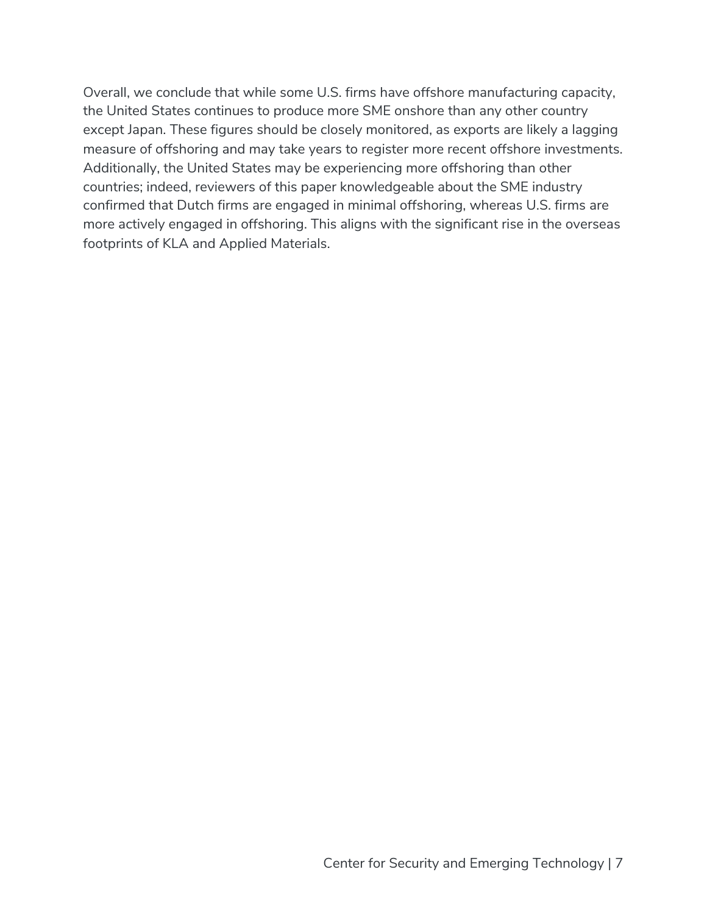Overall, we conclude that while some U.S. firms have offshore manufacturing capacity, the United States continues to produce more SME onshore than any other country except Japan. These figures should be closely monitored, as exports are likely a lagging measure of offshoring and may take years to register more recent offshore investments. Additionally, the United States may be experiencing more offshoring than other countries; indeed, reviewers of this paper knowledgeable about the SME industry confirmed that Dutch firms are engaged in minimal offshoring, whereas U.S. firms are more actively engaged in offshoring. This aligns with the significant rise in the overseas footprints of KLA and Applied Materials.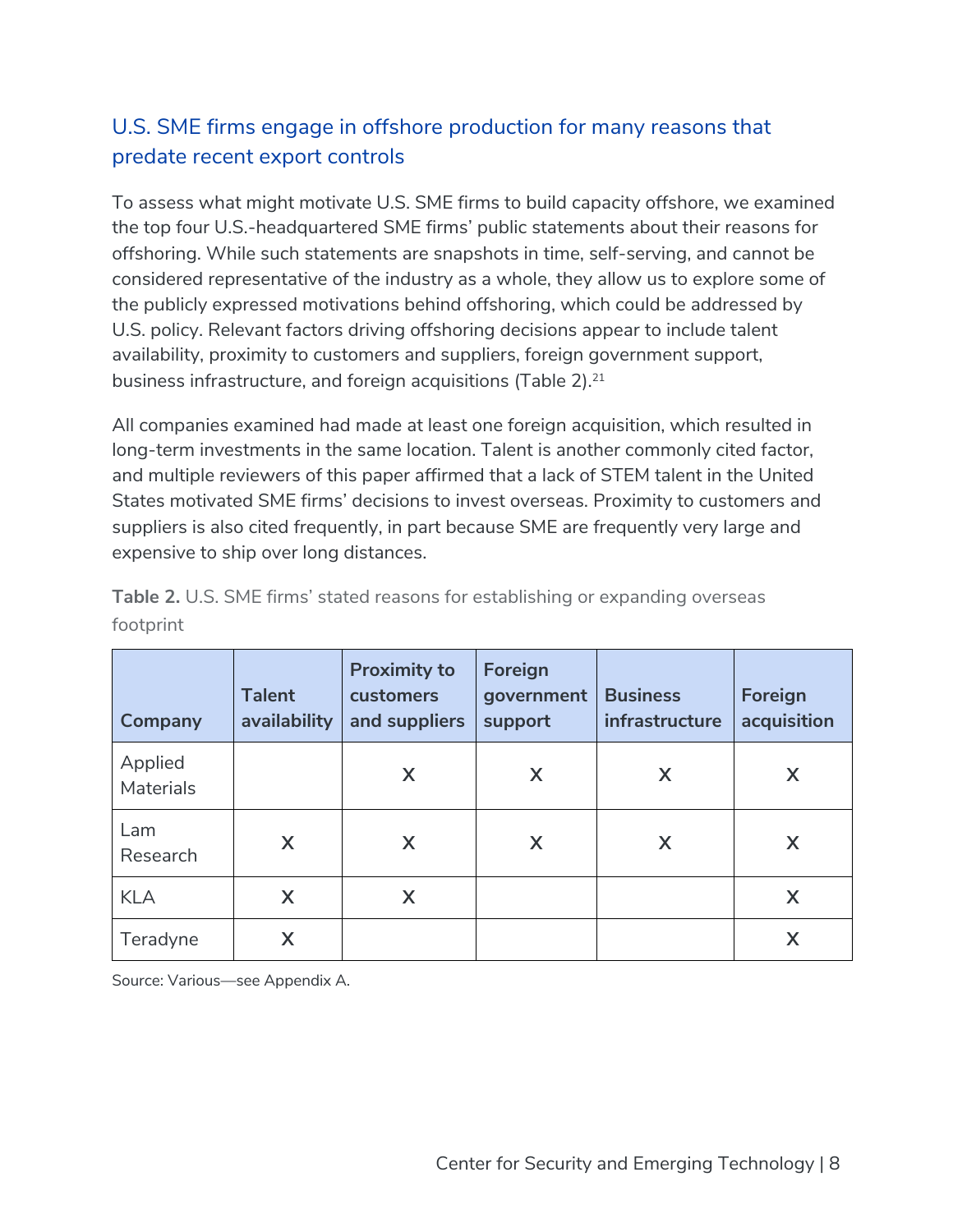## U.S. SME firms engage in offshore production for many reasons that predate recent export controls

To assess what might motivate U.S. SME firms to build capacity offshore, we examined the top four U.S.-headquartered SME firms' public statements about their reasons for offshoring. While such statements are snapshots in time, self-serving, and cannot be considered representative of the industry as a whole, they allow us to explore some of the publicly expressed motivations behind offshoring, which could be addressed by U.S. policy. Relevant factors driving offshoring decisions appear to include talent availability, proximity to customers and suppliers, foreign government support, business infrastructure, and foreign acquisitions (Table 2).[21]

All companies examined had made at least one foreign acquisition, which resulted in long-term investments in the same location. Talent is another commonly cited factor, and multiple reviewers of this paper affirmed that a lack of STEM talent in the United States motivated SME firms' decisions to invest overseas. Proximity to customers and suppliers is also cited frequently, in part because SME are frequently very large and expensive to ship over long distances.

**Table 2.** U.S. SME firms' stated reasons for establishing or expanding overseas footprint

| Company | Talent availability | Proximity to customers and suppliers | Foreign government support | Business infrastructure | Foreign acquisition |
|---|---|---|---|---|---|
| Applied Materials | | X | X | X | X |
| Lam Research | X | X | X | X | X |
| KLA | X | X | | | X |
| Teradyne | X | | | | X |

Source: Various—see Appendix A.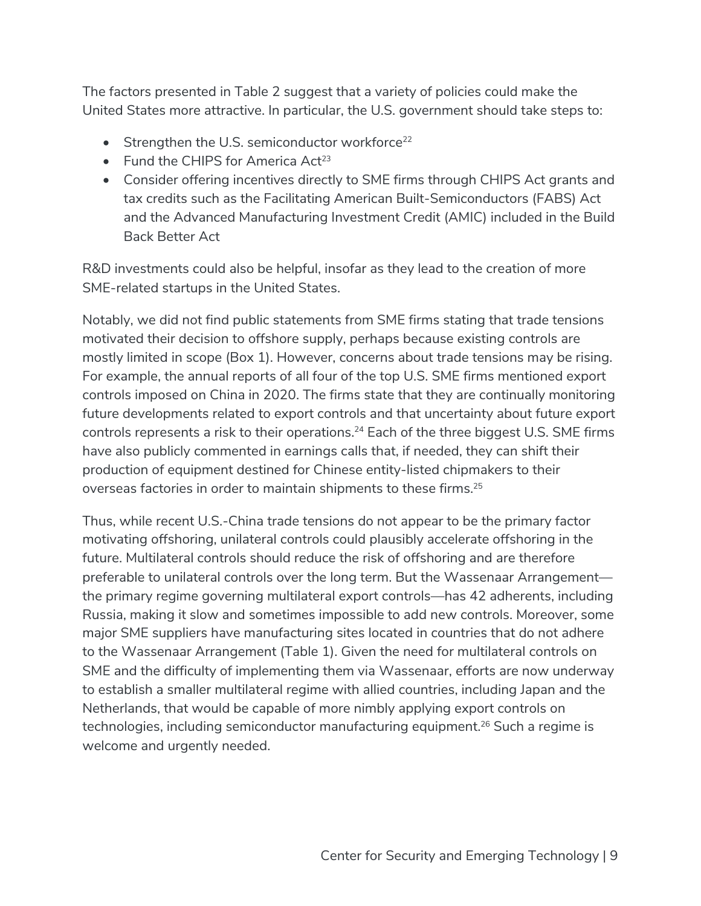The factors presented in Table 2 suggest that a variety of policies could make the United States more attractive. In particular, the U.S. government should take steps to:

- Strengthen the U.S. semiconductor workforce[22]
- Fund the CHIPS for America Act[23]
- Consider offering incentives directly to SME firms through CHIPS Act grants and tax credits such as the Facilitating American Built-Semiconductors (FABS) Act and the Advanced Manufacturing Investment Credit (AMIC) included in the Build Back Better Act

R&D investments could also be helpful, insofar as they lead to the creation of more SME-related startups in the United States.

Notably, we did not find public statements from SME firms stating that trade tensions motivated their decision to offshore supply, perhaps because existing controls are mostly limited in scope (Box 1). However, concerns about trade tensions may be rising. For example, the annual reports of all four of the top U.S. SME firms mentioned export controls imposed on China in 2020. The firms state that they are continually monitoring future developments related to export controls and that uncertainty about future export controls represents a risk to their operations.[24] Each of the three biggest U.S. SME firms have also publicly commented in earnings calls that, if needed, they can shift their production of equipment destined for Chinese entity-listed chipmakers to their overseas factories in order to maintain shipments to these firms.[25]

Thus, while recent U.S.-China trade tensions do not appear to be the primary factor motivating offshoring, unilateral controls could plausibly accelerate offshoring in the future. Multilateral controls should reduce the risk of offshoring and are therefore preferable to unilateral controls over the long term. But the Wassenaar Arrangement—the primary regime governing multilateral export controls—has 42 adherents, including Russia, making it slow and sometimes impossible to add new controls. Moreover, some major SME suppliers have manufacturing sites located in countries that do not adhere to the Wassenaar Arrangement (Table 1). Given the need for multilateral controls on SME and the difficulty of implementing them via Wassenaar, efforts are now underway to establish a smaller multilateral regime with allied countries, including Japan and the Netherlands, that would be capable of more nimbly applying export controls on technologies, including semiconductor manufacturing equipment.[26] Such a regime is welcome and urgently needed.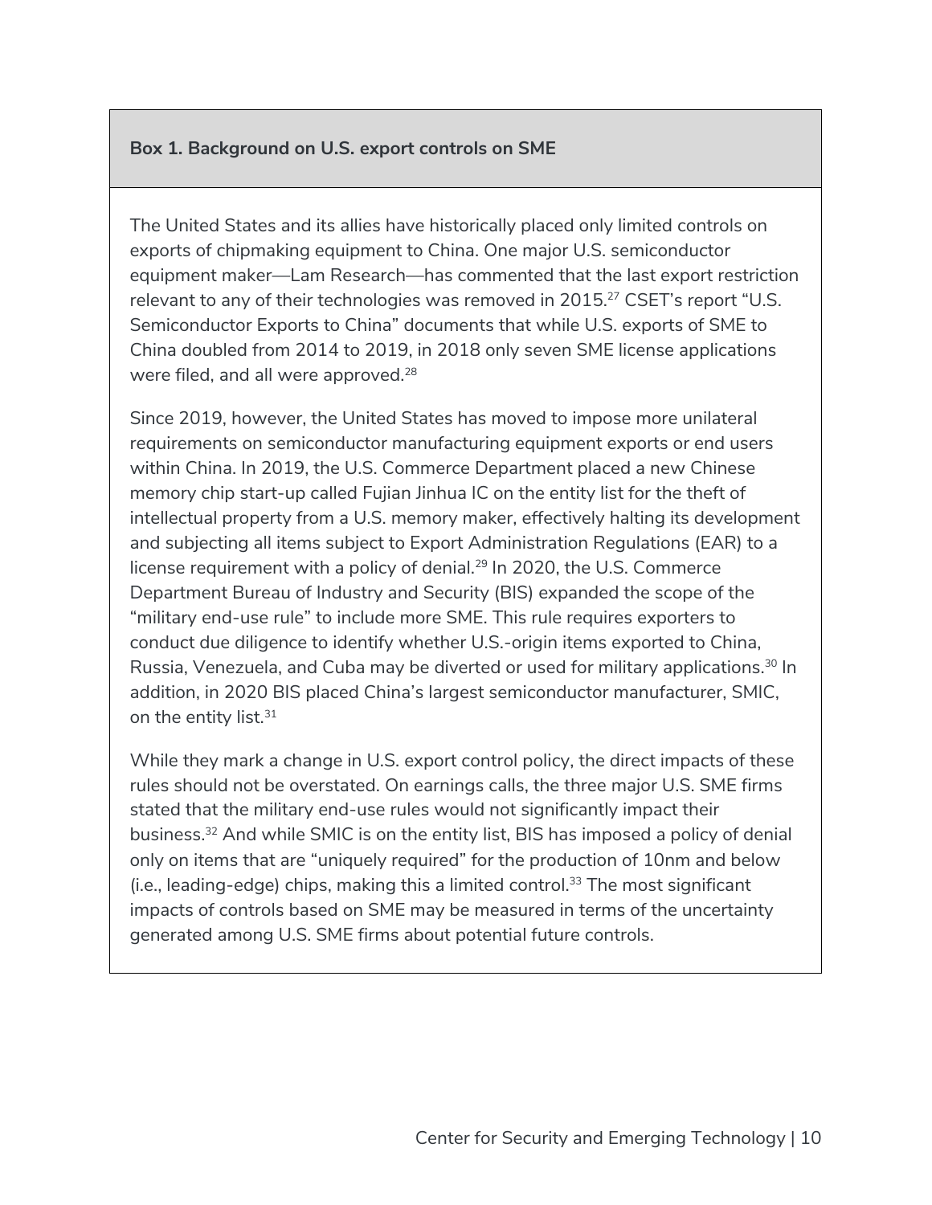**Box 1. Background on U.S. export controls on SME**

The United States and its allies have historically placed only limited controls on exports of chipmaking equipment to China. One major U.S. semiconductor equipment maker—Lam Research—has commented that the last export restriction relevant to any of their technologies was removed in 2015.[27] CSET's report "U.S. Semiconductor Exports to China" documents that while U.S. exports of SME to China doubled from 2014 to 2019, in 2018 only seven SME license applications were filed, and all were approved.[28]

Since 2019, however, the United States has moved to impose more unilateral requirements on semiconductor manufacturing equipment exports or end users within China. In 2019, the U.S. Commerce Department placed a new Chinese memory chip start-up called Fujian Jinhua IC on the entity list for the theft of intellectual property from a U.S. memory maker, effectively halting its development and subjecting all items subject to Export Administration Regulations (EAR) to a license requirement with a policy of denial.[29] In 2020, the U.S. Commerce Department Bureau of Industry and Security (BIS) expanded the scope of the "military end-use rule" to include more SME. This rule requires exporters to conduct due diligence to identify whether U.S.-origin items exported to China, Russia, Venezuela, and Cuba may be diverted or used for military applications.[30] In addition, in 2020 BIS placed China's largest semiconductor manufacturer, SMIC, on the entity list.[31]

While they mark a change in U.S. export control policy, the direct impacts of these rules should not be overstated. On earnings calls, the three major U.S. SME firms stated that the military end-use rules would not significantly impact their business.[32] And while SMIC is on the entity list, BIS has imposed a policy of denial only on items that are "uniquely required" for the production of 10nm and below (i.e., leading-edge) chips, making this a limited control.[33] The most significant impacts of controls based on SME may be measured in terms of the uncertainty generated among U.S. SME firms about potential future controls.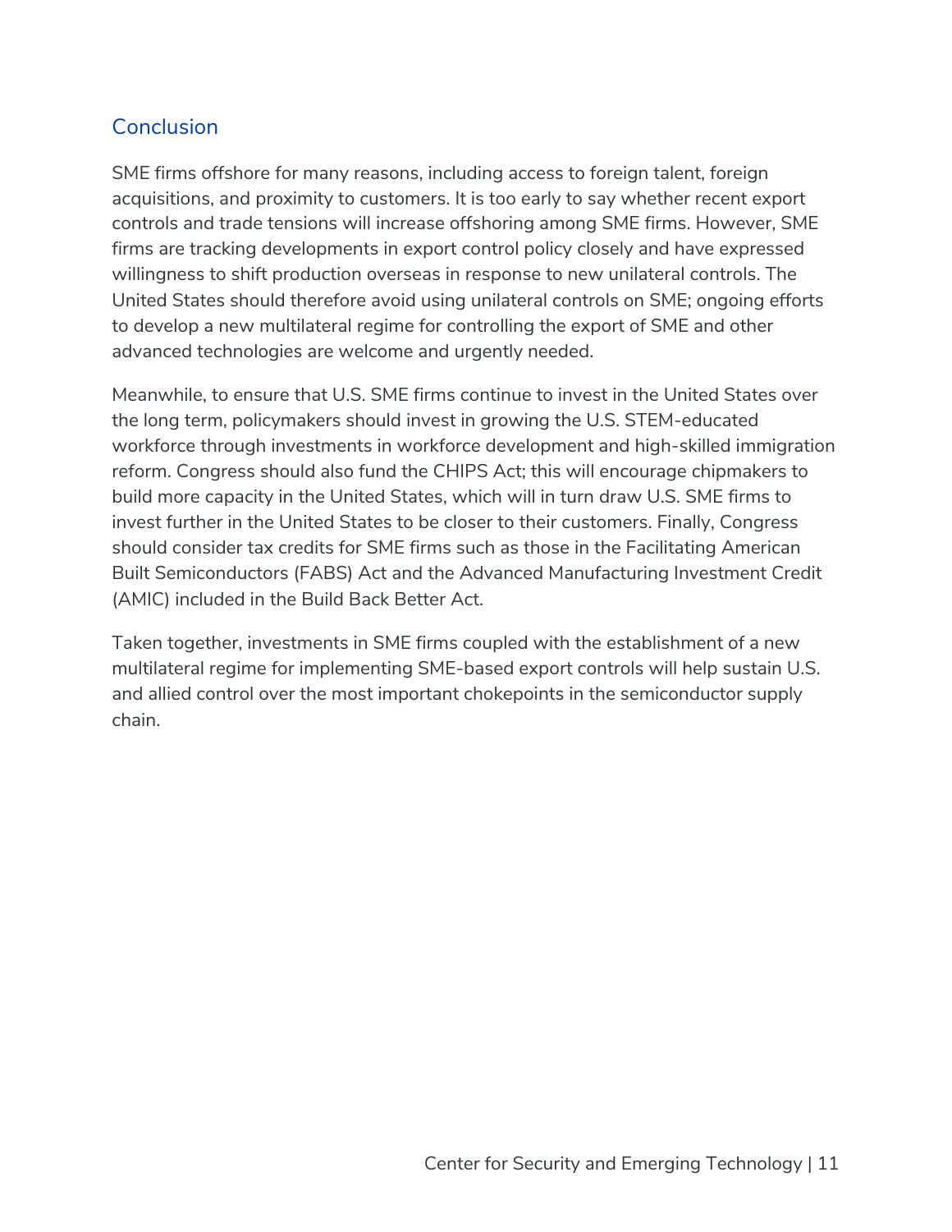## Conclusion

SME firms offshore for many reasons, including access to foreign talent, foreign acquisitions, and proximity to customers. It is too early to say whether recent export controls and trade tensions will increase offshoring among SME firms. However, SME firms are tracking developments in export control policy closely and have expressed willingness to shift production overseas in response to new unilateral controls. The United States should therefore avoid using unilateral controls on SME; ongoing efforts to develop a new multilateral regime for controlling the export of SME and other advanced technologies are welcome and urgently needed.

Meanwhile, to ensure that U.S. SME firms continue to invest in the United States over the long term, policymakers should invest in growing the U.S. STEM-educated workforce through investments in workforce development and high-skilled immigration reform. Congress should also fund the CHIPS Act; this will encourage chipmakers to build more capacity in the United States, which will in turn draw U.S. SME firms to invest further in the United States to be closer to their customers. Finally, Congress should consider tax credits for SME firms such as those in the Facilitating American Built Semiconductors (FABS) Act and the Advanced Manufacturing Investment Credit (AMIC) included in the Build Back Better Act.

Taken together, investments in SME firms coupled with the establishment of a new multilateral regime for implementing SME-based export controls will help sustain U.S. and allied control over the most important chokepoints in the semiconductor supply chain.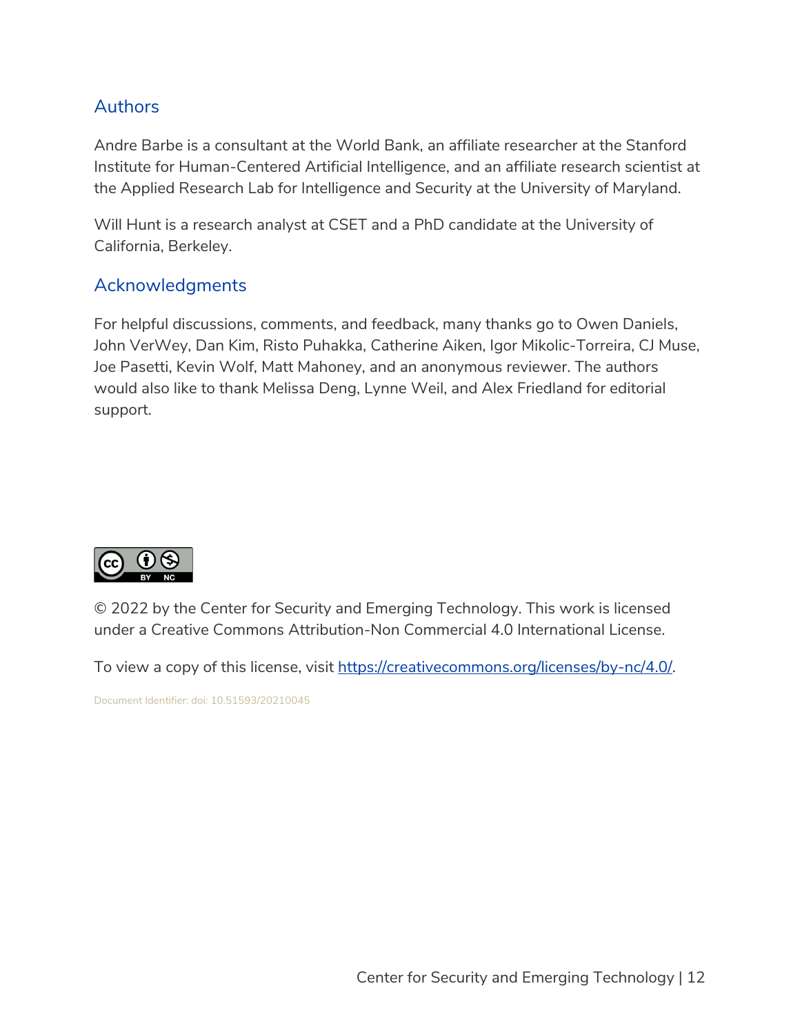## Authors

Andre Barbe is a consultant at the World Bank, an affiliate researcher at the Stanford Institute for Human-Centered Artificial Intelligence, and an affiliate research scientist at the Applied Research Lab for Intelligence and Security at the University of Maryland.

Will Hunt is a research analyst at CSET and a PhD candidate at the University of California, Berkeley.

## Acknowledgments

For helpful discussions, comments, and feedback, many thanks go to Owen Daniels, John VerWey, Dan Kim, Risto Puhakka, Catherine Aiken, Igor Mikolic-Torreira, CJ Muse, Joe Pasetti, Kevin Wolf, Matt Mahoney, and an anonymous reviewer. The authors would also like to thank Melissa Deng, Lynne Weil, and Alex Friedland for editorial support.

© 2022 by the Center for Security and Emerging Technology. This work is licensed under a Creative Commons Attribution-Non Commercial 4.0 International License.

To view a copy of this license, visit https://creativecommons.org/licenses/by-nc/4.0/.

Document Identifier: doi: 10.51593/20210045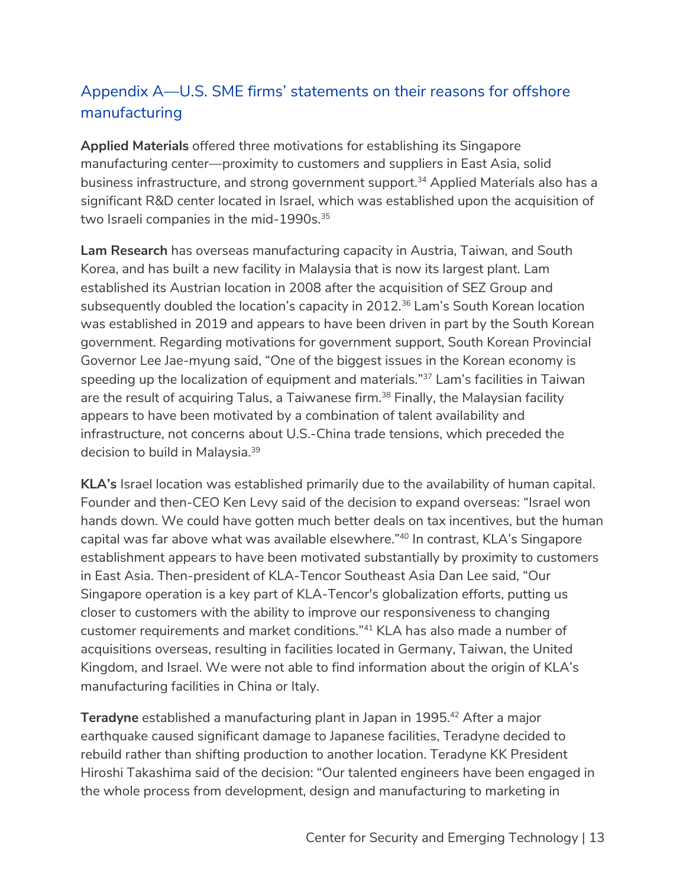## Appendix A—U.S. SME firms' statements on their reasons for offshore manufacturing

**Applied Materials** offered three motivations for establishing its Singapore manufacturing center—proximity to customers and suppliers in East Asia, solid business infrastructure, and strong government support.[34] Applied Materials also has a significant R&D center located in Israel, which was established upon the acquisition of two Israeli companies in the mid-1990s.[35]

**Lam Research** has overseas manufacturing capacity in Austria, Taiwan, and South Korea, and has built a new facility in Malaysia that is now its largest plant. Lam established its Austrian location in 2008 after the acquisition of SEZ Group and subsequently doubled the location's capacity in 2012.[36] Lam's South Korean location was established in 2019 and appears to have been driven in part by the South Korean government. Regarding motivations for government support, South Korean Provincial Governor Lee Jae-myung said, "One of the biggest issues in the Korean economy is speeding up the localization of equipment and materials."[37] Lam's facilities in Taiwan are the result of acquiring Talus, a Taiwanese firm.[38] Finally, the Malaysian facility appears to have been motivated by a combination of talent availability and infrastructure, not concerns about U.S.-China trade tensions, which preceded the decision to build in Malaysia.[39]

**KLA's** Israel location was established primarily due to the availability of human capital. Founder and then-CEO Ken Levy said of the decision to expand overseas: "Israel won hands down. We could have gotten much better deals on tax incentives, but the human capital was far above what was available elsewhere."[40] In contrast, KLA's Singapore establishment appears to have been motivated substantially by proximity to customers in East Asia. Then-president of KLA-Tencor Southeast Asia Dan Lee said, "Our Singapore operation is a key part of KLA-Tencor's globalization efforts, putting us closer to customers with the ability to improve our responsiveness to changing customer requirements and market conditions."[41] KLA has also made a number of acquisitions overseas, resulting in facilities located in Germany, Taiwan, the United Kingdom, and Israel. We were not able to find information about the origin of KLA's manufacturing facilities in China or Italy.

**Teradyne** established a manufacturing plant in Japan in 1995.[42] After a major earthquake caused significant damage to Japanese facilities, Teradyne decided to rebuild rather than shifting production to another location. Teradyne KK President Hiroshi Takashima said of the decision: "Our talented engineers have been engaged in the whole process from development, design and manufacturing to marketing in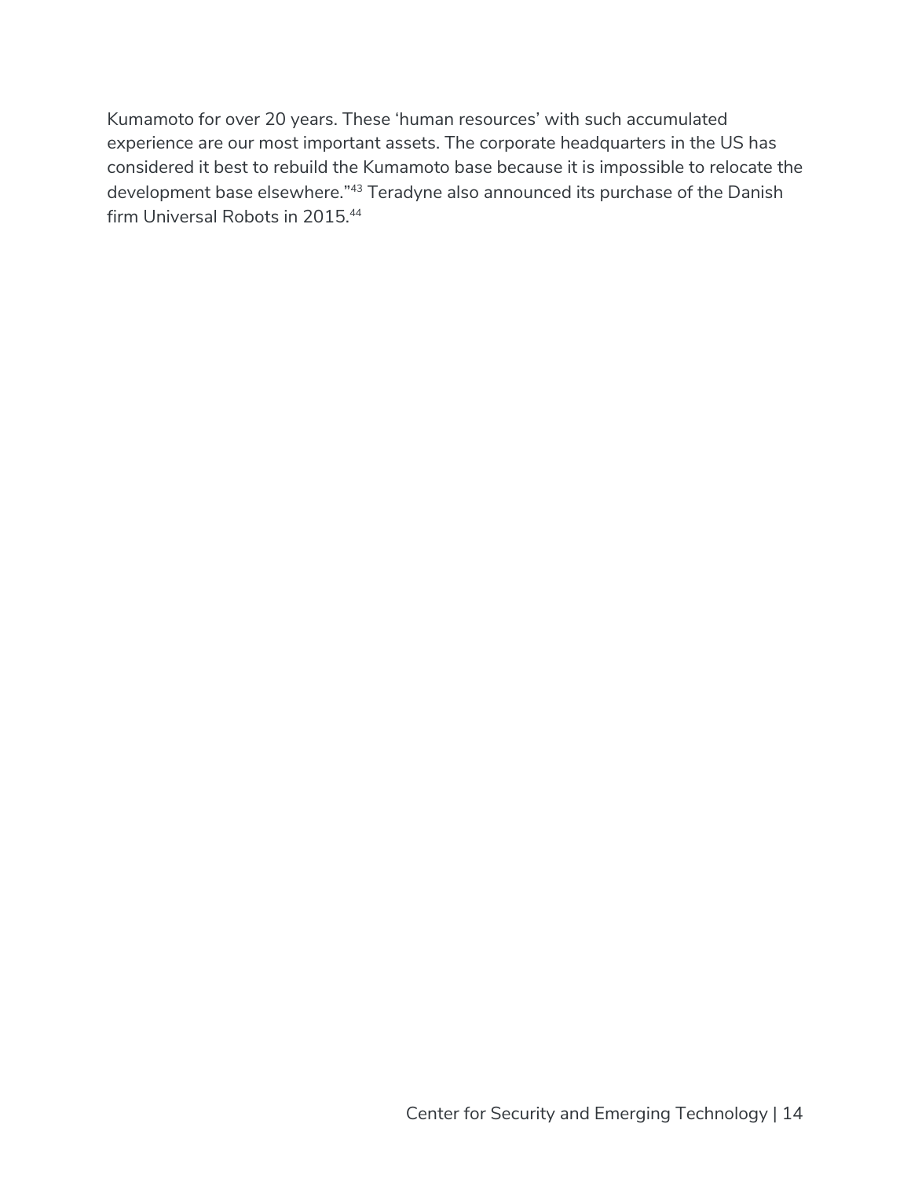Kumamoto for over 20 years. These 'human resources' with such accumulated experience are our most important assets. The corporate headquarters in the US has considered it best to rebuild the Kumamoto base because it is impossible to relocate the development base elsewhere."[43] Teradyne also announced its purchase of the Danish firm Universal Robots in 2015.[44]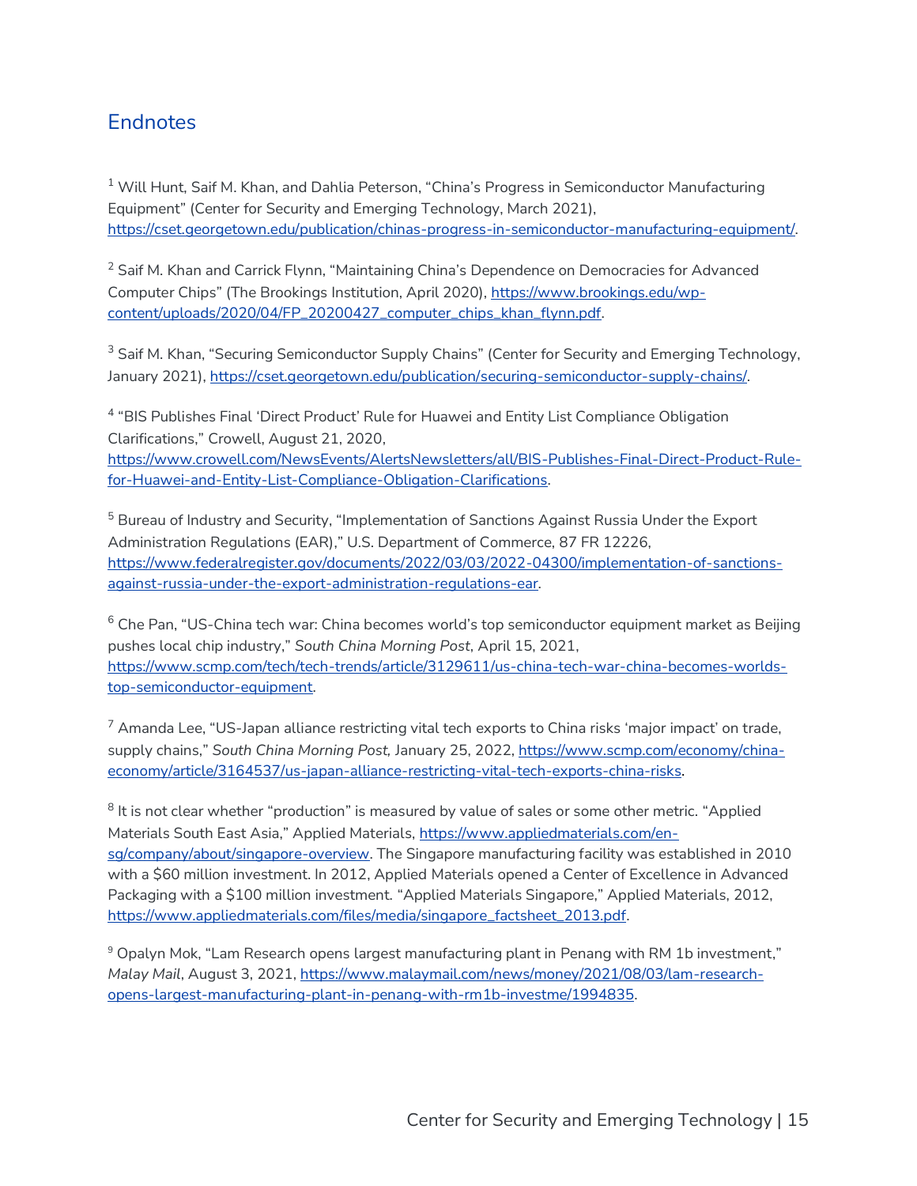## Endnotes

[1] Will Hunt, Saif M. Khan, and Dahlia Peterson, "China's Progress in Semiconductor Manufacturing Equipment" (Center for Security and Emerging Technology, March 2021), https://cset.georgetown.edu/publication/chinas-progress-in-semiconductor-manufacturing-equipment/.

[2] Saif M. Khan and Carrick Flynn, "Maintaining China's Dependence on Democracies for Advanced Computer Chips" (The Brookings Institution, April 2020), https://www.brookings.edu/wp-content/uploads/2020/04/FP_20200427_computer_chips_khan_flynn.pdf.

[3] Saif M. Khan, "Securing Semiconductor Supply Chains" (Center for Security and Emerging Technology, January 2021), https://cset.georgetown.edu/publication/securing-semiconductor-supply-chains/.

[4] "BIS Publishes Final 'Direct Product' Rule for Huawei and Entity List Compliance Obligation Clarifications," Crowell, August 21, 2020, https://www.crowell.com/NewsEvents/AlertsNewsletters/all/BIS-Publishes-Final-Direct-Product-Rule-for-Huawei-and-Entity-List-Compliance-Obligation-Clarifications.

[5] Bureau of Industry and Security, "Implementation of Sanctions Against Russia Under the Export Administration Regulations (EAR)," U.S. Department of Commerce, 87 FR 12226, https://www.federalregister.gov/documents/2022/03/03/2022-04300/implementation-of-sanctions-against-russia-under-the-export-administration-regulations-ear.

[6] Che Pan, "US-China tech war: China becomes world's top semiconductor equipment market as Beijing pushes local chip industry," *South China Morning Post*, April 15, 2021, https://www.scmp.com/tech/tech-trends/article/3129611/us-china-tech-war-china-becomes-worlds-top-semiconductor-equipment.

[7] Amanda Lee, "US-Japan alliance restricting vital tech exports to China risks 'major impact' on trade, supply chains," *South China Morning Post,* January 25, 2022, https://www.scmp.com/economy/china-economy/article/3164537/us-japan-alliance-restricting-vital-tech-exports-china-risks.

[8] It is not clear whether "production" is measured by value of sales or some other metric. "Applied Materials South East Asia," Applied Materials, https://www.appliedmaterials.com/en-sg/company/about/singapore-overview. The Singapore manufacturing facility was established in 2010 with a $60 million investment. In 2012, Applied Materials opened a Center of Excellence in Advanced Packaging with a $100 million investment. "Applied Materials Singapore," Applied Materials, 2012, https://www.appliedmaterials.com/files/media/singapore_factsheet_2013.pdf.

[9] Opalyn Mok, "Lam Research opens largest manufacturing plant in Penang with RM 1b investment," *Malay Mail*, August 3, 2021, https://www.malaymail.com/news/money/2021/08/03/lam-research-opens-largest-manufacturing-plant-in-penang-with-rm1b-investme/1994835.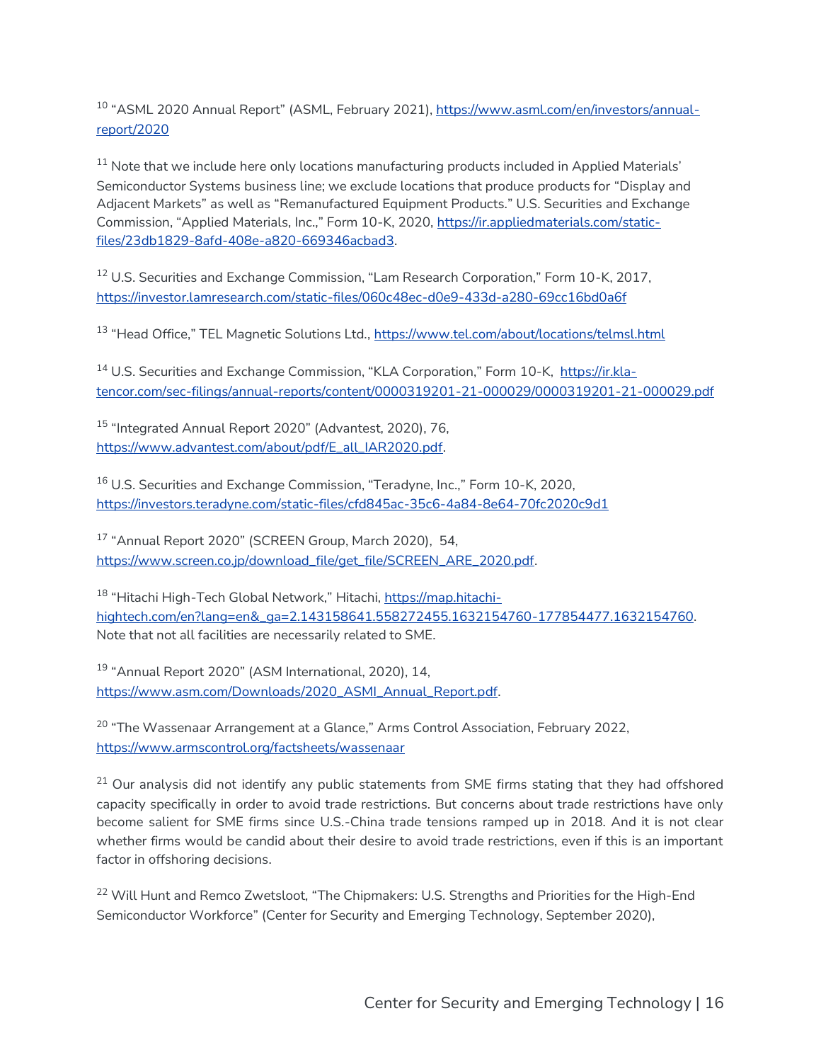[10] "ASML 2020 Annual Report" (ASML, February 2021), https://www.asml.com/en/investors/annual-report/2020

[11] Note that we include here only locations manufacturing products included in Applied Materials' Semiconductor Systems business line; we exclude locations that produce products for "Display and Adjacent Markets" as well as "Remanufactured Equipment Products." U.S. Securities and Exchange Commission, "Applied Materials, Inc.," Form 10-K, 2020, https://ir.appliedmaterials.com/static-files/23db1829-8afd-408e-a820-669346acbad3.

[12] U.S. Securities and Exchange Commission, "Lam Research Corporation," Form 10-K, 2017, https://investor.lamresearch.com/static-files/060c48ec-d0e9-433d-a280-69cc16bd0a6f

[13] "Head Office," TEL Magnetic Solutions Ltd., https://www.tel.com/about/locations/telmsl.html

[14] U.S. Securities and Exchange Commission, "KLA Corporation," Form 10-K, https://ir.kla-tencor.com/sec-filings/annual-reports/content/0000319201-21-000029/0000319201-21-000029.pdf

[15] "Integrated Annual Report 2020" (Advantest, 2020), 76, https://www.advantest.com/about/pdf/E_all_IAR2020.pdf.

[16] U.S. Securities and Exchange Commission, "Teradyne, Inc.," Form 10-K, 2020, https://investors.teradyne.com/static-files/cfd845ac-35c6-4a84-8e64-70fc2020c9d1

[17] "Annual Report 2020" (SCREEN Group, March 2020), 54, https://www.screen.co.jp/download_file/get_file/SCREEN_ARE_2020.pdf.

[18] "Hitachi High-Tech Global Network," Hitachi, https://map.hitachi-hightech.com/en?lang=en&_ga=2.143158641.558272455.1632154760-177854477.1632154760. Note that not all facilities are necessarily related to SME.

[19] "Annual Report 2020" (ASM International, 2020), 14, https://www.asm.com/Downloads/2020_ASMI_Annual_Report.pdf.

[20] "The Wassenaar Arrangement at a Glance," Arms Control Association, February 2022, https://www.armscontrol.org/factsheets/wassenaar

[21] Our analysis did not identify any public statements from SME firms stating that they had offshored capacity specifically in order to avoid trade restrictions. But concerns about trade restrictions have only become salient for SME firms since U.S.-China trade tensions ramped up in 2018. And it is not clear whether firms would be candid about their desire to avoid trade restrictions, even if this is an important factor in offshoring decisions.

[22] Will Hunt and Remco Zwetsloot, "The Chipmakers: U.S. Strengths and Priorities for the High-End Semiconductor Workforce" (Center for Security and Emerging Technology, September 2020),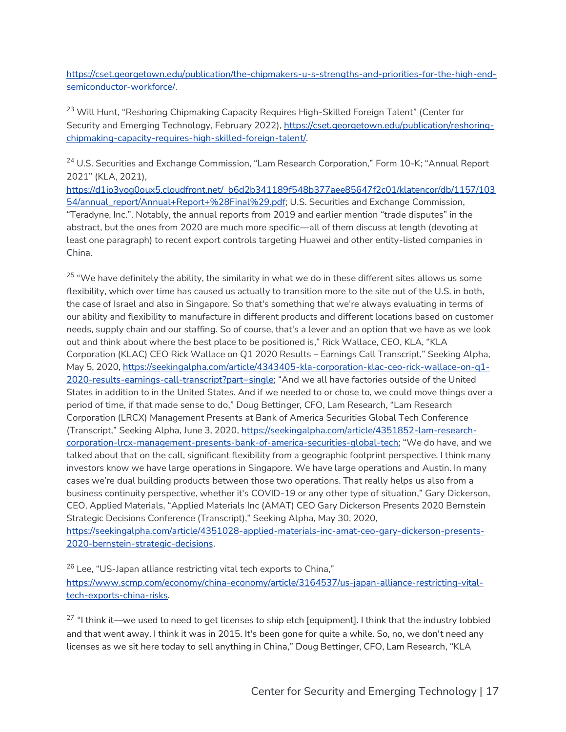https://cset.georgetown.edu/publication/the-chipmakers-u-s-strengths-and-priorities-for-the-high-end-semiconductor-workforce/.

[23] Will Hunt, "Reshoring Chipmaking Capacity Requires High-Skilled Foreign Talent" (Center for Security and Emerging Technology, February 2022), https://cset.georgetown.edu/publication/reshoring-chipmaking-capacity-requires-high-skilled-foreign-talent/.

[24] U.S. Securities and Exchange Commission, "Lam Research Corporation," Form 10-K; "Annual Report 2021" (KLA, 2021), https://d1io3yog0oux5.cloudfront.net/_b6d2b341189f548b377aee85647f2c01/klatencor/db/1157/10354/annual_report/Annual+Report+%28Final%29.pdf; U.S. Securities and Exchange Commission, "Teradyne, Inc.". Notably, the annual reports from 2019 and earlier mention "trade disputes" in the abstract, but the ones from 2020 are much more specific—all of them discuss at length (devoting at least one paragraph) to recent export controls targeting Huawei and other entity-listed companies in China.

[25] "We have definitely the ability, the similarity in what we do in these different sites allows us some flexibility, which over time has caused us actually to transition more to the site out of the U.S. in both, the case of Israel and also in Singapore. So that's something that we're always evaluating in terms of our ability and flexibility to manufacture in different products and different locations based on customer needs, supply chain and our staffing. So of course, that's a lever and an option that we have as we look out and think about where the best place to be positioned is," Rick Wallace, CEO, KLA, "KLA Corporation (KLAC) CEO Rick Wallace on Q1 2020 Results – Earnings Call Transcript," Seeking Alpha, May 5, 2020, https://seekingalpha.com/article/4343405-kla-corporation-klac-ceo-rick-wallace-on-q1-2020-results-earnings-call-transcript?part=single; "And we all have factories outside of the United States in addition to in the United States. And if we needed to or chose to, we could move things over a period of time, if that made sense to do," Doug Bettinger, CFO, Lam Research, "Lam Research Corporation (LRCX) Management Presents at Bank of America Securities Global Tech Conference (Transcript," Seeking Alpha, June 3, 2020, https://seekingalpha.com/article/4351852-lam-research-corporation-lrcx-management-presents-bank-of-america-securities-global-tech; "We do have, and we talked about that on the call, significant flexibility from a geographic footprint perspective. I think many investors know we have large operations in Singapore. We have large operations and Austin. In many cases we're dual building products between those two operations. That really helps us also from a business continuity perspective, whether it's COVID-19 or any other type of situation," Gary Dickerson, CEO, Applied Materials, "Applied Materials Inc (AMAT) CEO Gary Dickerson Presents 2020 Bernstein Strategic Decisions Conference (Transcript)," Seeking Alpha, May 30, 2020, https://seekingalpha.com/article/4351028-applied-materials-inc-amat-ceo-gary-dickerson-presents-2020-bernstein-strategic-decisions.

[26] Lee, "US-Japan alliance restricting vital tech exports to China," https://www.scmp.com/economy/china-economy/article/3164537/us-japan-alliance-restricting-vital-tech-exports-china-risks.

[27] "I think it—we used to need to get licenses to ship etch [equipment]. I think that the industry lobbied and that went away. I think it was in 2015. It's been gone for quite a while. So, no, we don't need any licenses as we sit here today to sell anything in China," Doug Bettinger, CFO, Lam Research, "KLA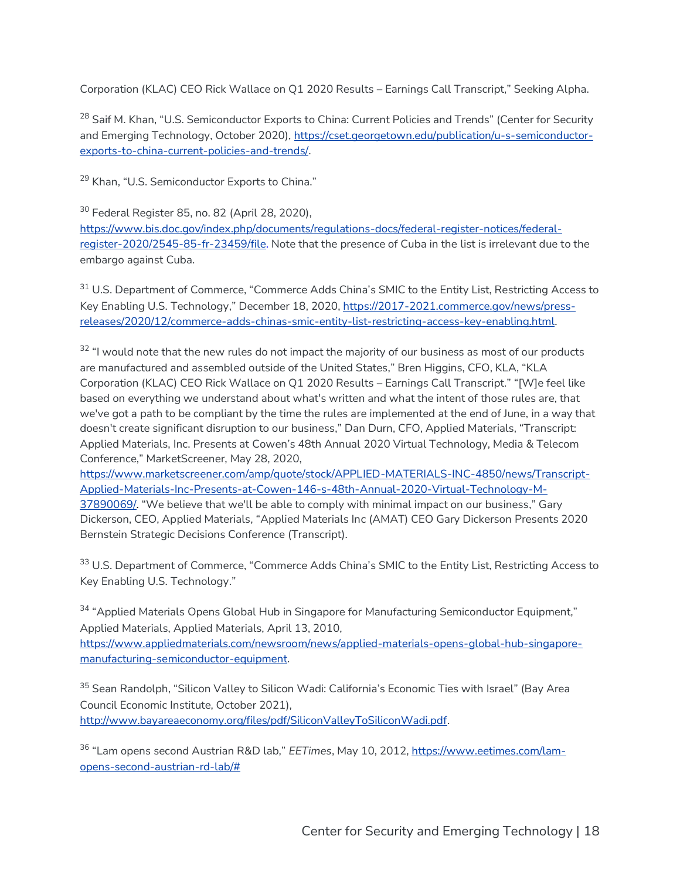Corporation (KLAC) CEO Rick Wallace on Q1 2020 Results – Earnings Call Transcript," Seeking Alpha.

[28] Saif M. Khan, "U.S. Semiconductor Exports to China: Current Policies and Trends" (Center for Security and Emerging Technology, October 2020), https://cset.georgetown.edu/publication/u-s-semiconductor-exports-to-china-current-policies-and-trends/.

[29] Khan, "U.S. Semiconductor Exports to China."

[30] Federal Register 85, no. 82 (April 28, 2020), https://www.bis.doc.gov/index.php/documents/regulations-docs/federal-register-notices/federal-register-2020/2545-85-fr-23459/file. Note that the presence of Cuba in the list is irrelevant due to the embargo against Cuba.

[31] U.S. Department of Commerce, "Commerce Adds China's SMIC to the Entity List, Restricting Access to Key Enabling U.S. Technology," December 18, 2020, https://2017-2021.commerce.gov/news/press-releases/2020/12/commerce-adds-chinas-smic-entity-list-restricting-access-key-enabling.html.

[32] "I would note that the new rules do not impact the majority of our business as most of our products are manufactured and assembled outside of the United States," Bren Higgins, CFO, KLA, "KLA Corporation (KLAC) CEO Rick Wallace on Q1 2020 Results – Earnings Call Transcript." "[W]e feel like based on everything we understand about what's written and what the intent of those rules are, that we've got a path to be compliant by the time the rules are implemented at the end of June, in a way that doesn't create significant disruption to our business," Dan Durn, CFO, Applied Materials, "Transcript: Applied Materials, Inc. Presents at Cowen's 48th Annual 2020 Virtual Technology, Media & Telecom Conference," MarketScreener, May 28, 2020, https://www.marketscreener.com/amp/quote/stock/APPLIED-MATERIALS-INC-4850/news/Transcript-Applied-Materials-Inc-Presents-at-Cowen-146-s-48th-Annual-2020-Virtual-Technology-M-37890069/. "We believe that we'll be able to comply with minimal impact on our business," Gary Dickerson, CEO, Applied Materials, "Applied Materials Inc (AMAT) CEO Gary Dickerson Presents 2020 Bernstein Strategic Decisions Conference (Transcript).

[33] U.S. Department of Commerce, "Commerce Adds China's SMIC to the Entity List, Restricting Access to Key Enabling U.S. Technology."

[34] "Applied Materials Opens Global Hub in Singapore for Manufacturing Semiconductor Equipment," Applied Materials, Applied Materials, April 13, 2010, https://www.appliedmaterials.com/newsroom/news/applied-materials-opens-global-hub-singapore-manufacturing-semiconductor-equipment.

[35] Sean Randolph, "Silicon Valley to Silicon Wadi: California's Economic Ties with Israel" (Bay Area Council Economic Institute, October 2021), http://www.bayareaeconomy.org/files/pdf/SiliconValleyToSiliconWadi.pdf.

[36] "Lam opens second Austrian R&D lab," *EETimes*, May 10, 2012, https://www.eetimes.com/lam-opens-second-austrian-rd-lab/#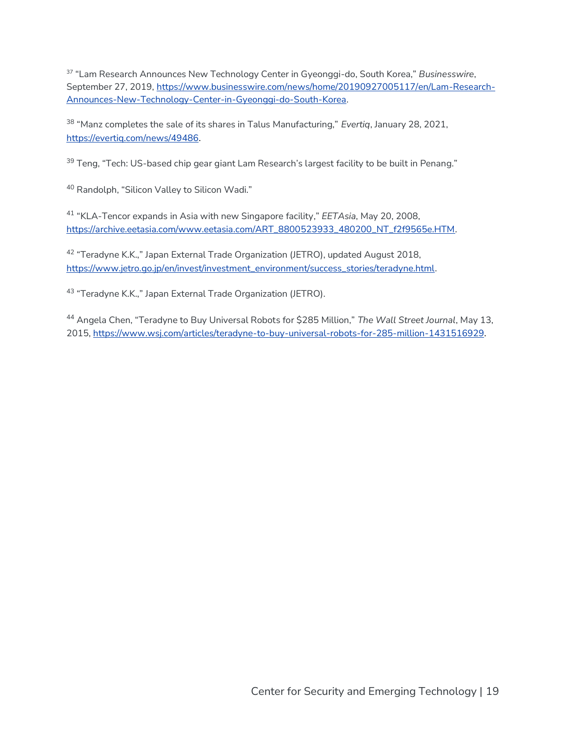[37] "Lam Research Announces New Technology Center in Gyeonggi-do, South Korea," *Businesswire*, September 27, 2019, https://www.businesswire.com/news/home/20190927005117/en/Lam-Research-Announces-New-Technology-Center-in-Gyeonggi-do-South-Korea.

[38] "Manz completes the sale of its shares in Talus Manufacturing," *Evertiq*, January 28, 2021, https://evertiq.com/news/49486.

[39] Teng, "Tech: US-based chip gear giant Lam Research's largest facility to be built in Penang."

[40] Randolph, "Silicon Valley to Silicon Wadi."

[41] "KLA-Tencor expands in Asia with new Singapore facility," *EETAsia*, May 20, 2008, https://archive.eetasia.com/www.eetasia.com/ART_8800523933_480200_NT_f2f9565e.HTM.

[42] "Teradyne K.K.," Japan External Trade Organization (JETRO), updated August 2018, https://www.jetro.go.jp/en/invest/investment_environment/success_stories/teradyne.html.

[43] "Teradyne K.K.," Japan External Trade Organization (JETRO).

[44] Angela Chen, "Teradyne to Buy Universal Robots for $285 Million," *The Wall Street Journal*, May 13, 2015, https://www.wsj.com/articles/teradyne-to-buy-universal-robots-for-285-million-1431516929.